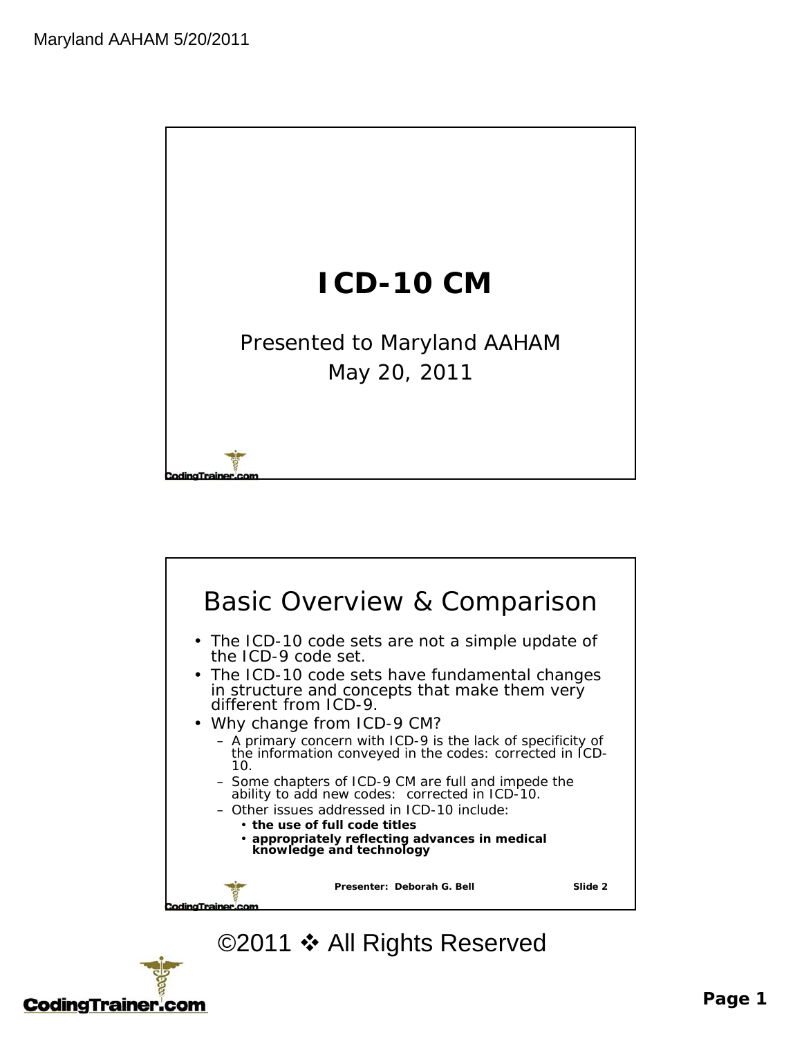# ICD-10 CM

Presented to Maryland AAHAM

May 20, 2011

## Basic Overview & Comparison

- The ICD-10 code sets are not a simple update of the ICD-9 code set.
- The ICD-10 code sets have fundamental changes in structure and concepts that make them very different from ICD-9.
- Why change from ICD-9 CM?
  - A primary concern with ICD-9 is the lack of specificity of the information conveyed in the codes: corrected in ICD-10.
  - Some chapters of ICD-9 CM are full and impede the ability to add new codes: corrected in ICD-10.
  - Other issues addressed in ICD-10 include:
    - **the use of full code titles**
    - **appropriately reflecting advances in medical knowledge and technology**

**Presenter: Deborah G. Bell** **Slide 2**

©2011 ❖ All Rights Reserved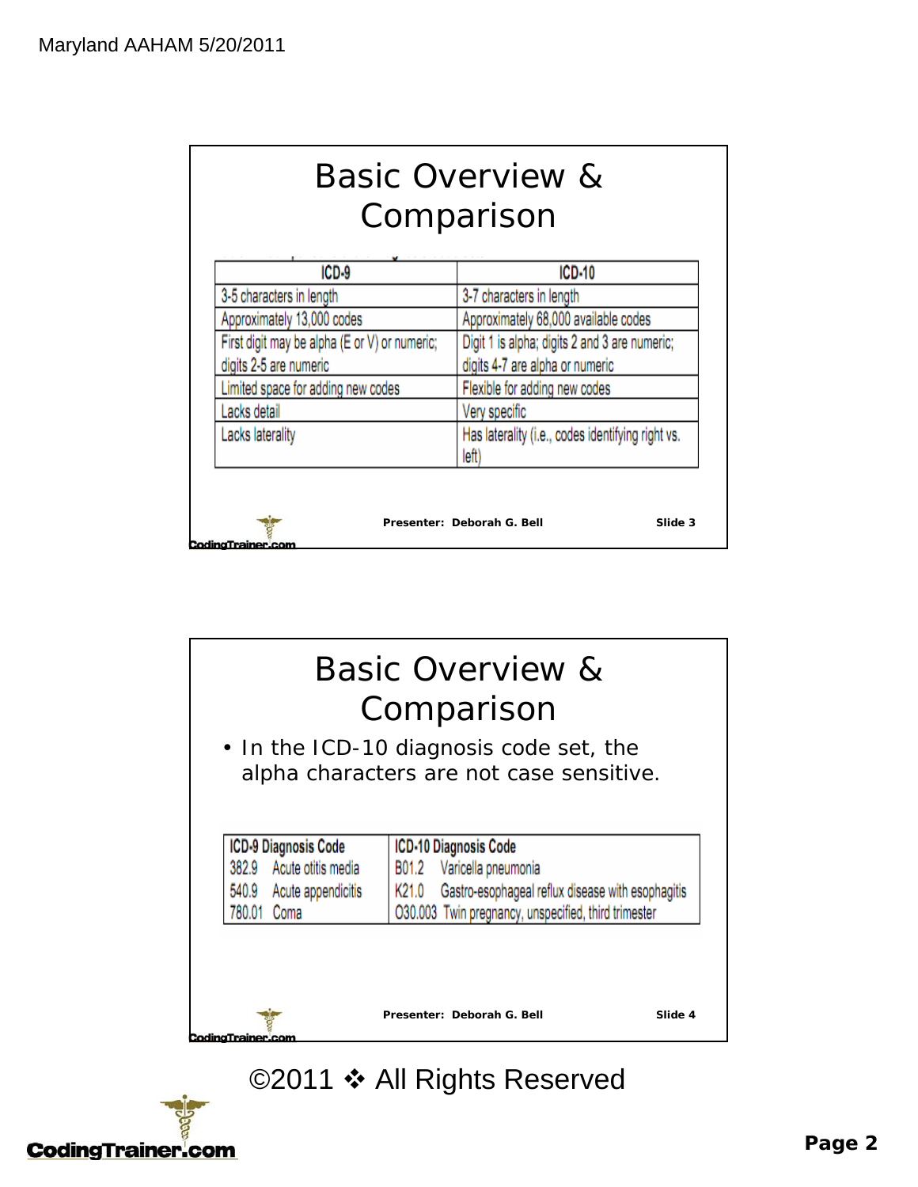## Basic Overview & Comparison

| ICD-9 | ICD-10 |
|---|---|
| 3-5 characters in length | 3-7 characters in length |
| Approximately 13,000 codes | Approximately 68,000 available codes |
| First digit may be alpha (E or V) or numeric; digits 2-5 are numeric | Digit 1 is alpha; digits 2 and 3 are numeric; digits 4-7 are alpha or numeric |
| Limited space for adding new codes | Flexible for adding new codes |
| Lacks detail | Very specific |
| Lacks laterality | Has laterality (i.e., codes identifying right vs. left) |

Presenter: Deborah G. Bell — Slide 3

## Basic Overview & Comparison

- In the ICD-10 diagnosis code set, the alpha characters are not case sensitive.

| ICD-9 Diagnosis Code | ICD-10 Diagnosis Code |
|---|---|
| 382.9 Acute otitis media | B01.2 Varicella pneumonia |
| 540.9 Acute appendicitis | K21.0 Gastro-esophageal reflux disease with esophagitis |
| 780.01 Coma | O30.003 Twin pregnancy, unspecified, third trimester |

Presenter: Deborah G. Bell — Slide 4

©2011 ❖ All Rights Reserved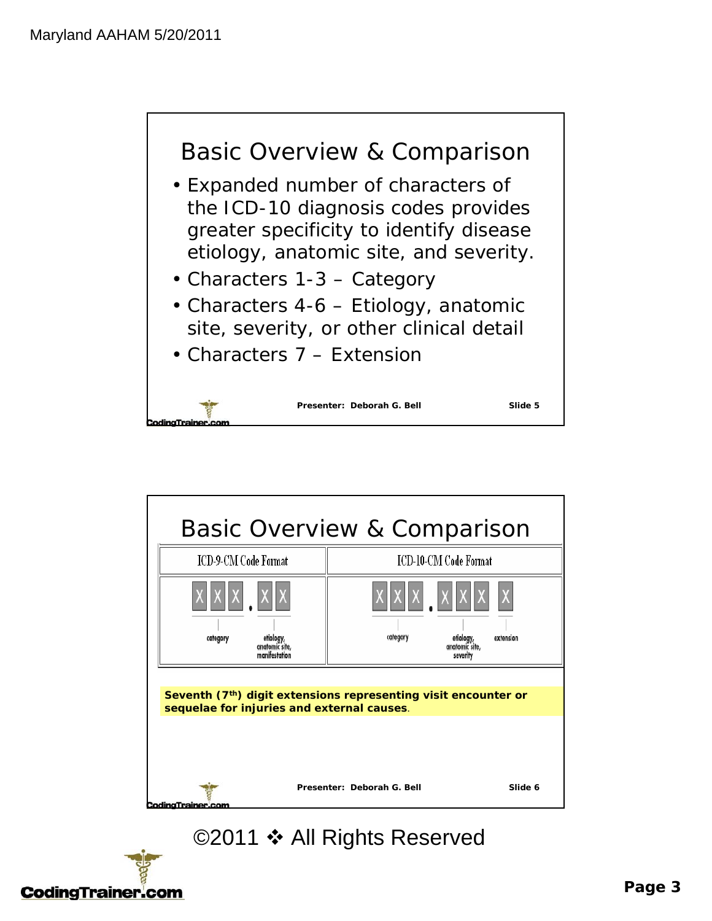## Basic Overview & Comparison

- Expanded number of characters of the ICD-10 diagnosis codes provides greater specificity to identify disease etiology, anatomic site, and severity.
- Characters 1-3 – Category
- Characters 4-6 – Etiology, anatomic site, severity, or other clinical detail
- Characters 7 – Extension

Presenter: Deborah G. Bell Slide 5

## Basic Overview & Comparison

| ICD-9-CM Code Format | ICD-10-CM Code Format |
|---|---|
| X X X . X X | X X X . X X X X |
| category; etiology, anatomic site, manifestation | category; etiology, anatomic site, severity; extension |

**Seventh (7th) digit extensions representing visit encounter or sequelae for injuries and external causes**.

Presenter: Deborah G. Bell Slide 6

©2011 ❖ All Rights Reserved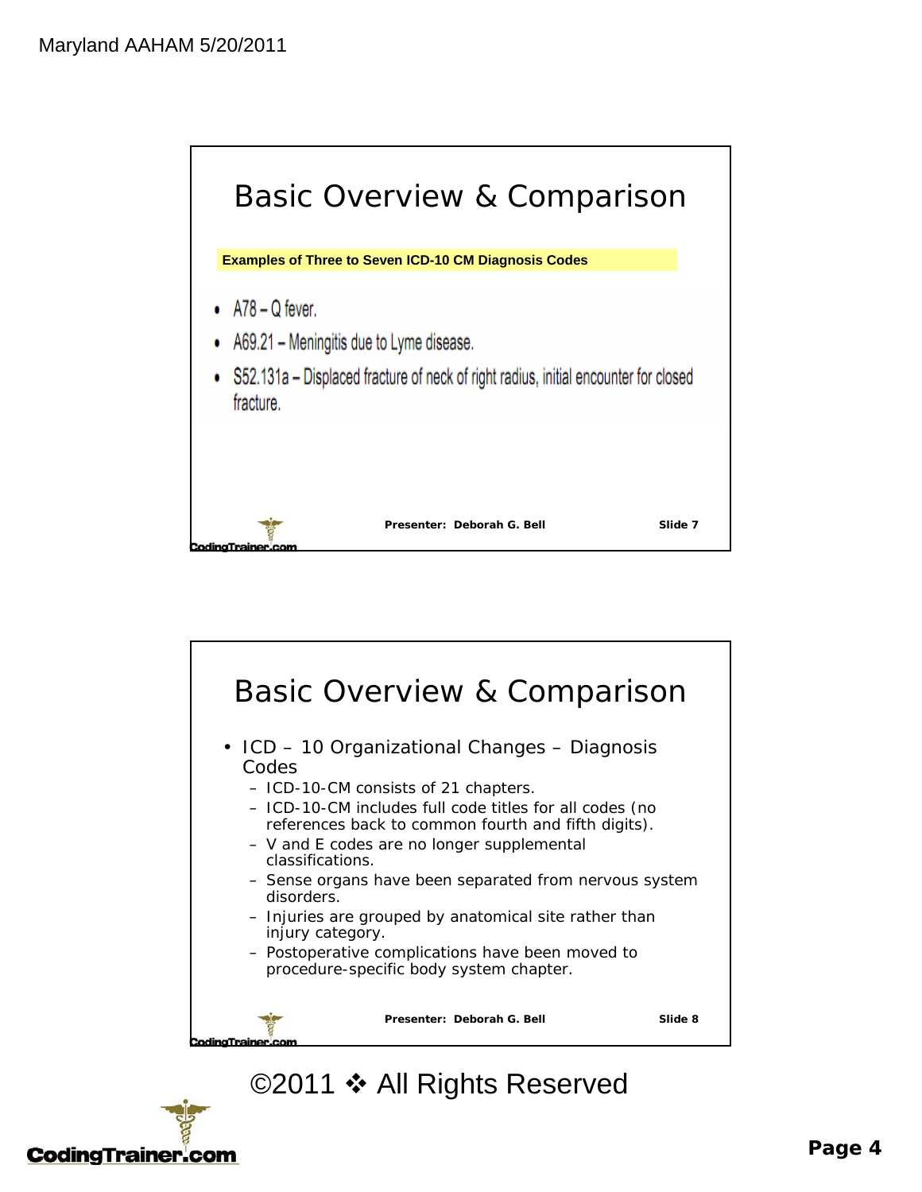## Basic Overview & Comparison

**Examples of Three to Seven ICD-10 CM Diagnosis Codes**

- A78 – Q fever.
- A69.21 – Meningitis due to Lyme disease.
- S52.131a – Displaced fracture of neck of right radius, initial encounter for closed fracture.

Presenter: Deborah G. Bell — Slide 7

## Basic Overview & Comparison

- ICD – 10 Organizational Changes – Diagnosis Codes
  - ICD-10-CM consists of 21 chapters.
  - ICD-10-CM includes full code titles for all codes (no references back to common fourth and fifth digits).
  - V and E codes are no longer supplemental classifications.
  - Sense organs have been separated from nervous system disorders.
  - Injuries are grouped by anatomical site rather than injury category.
  - Postoperative complications have been moved to procedure-specific body system chapter.

Presenter: Deborah G. Bell — Slide 8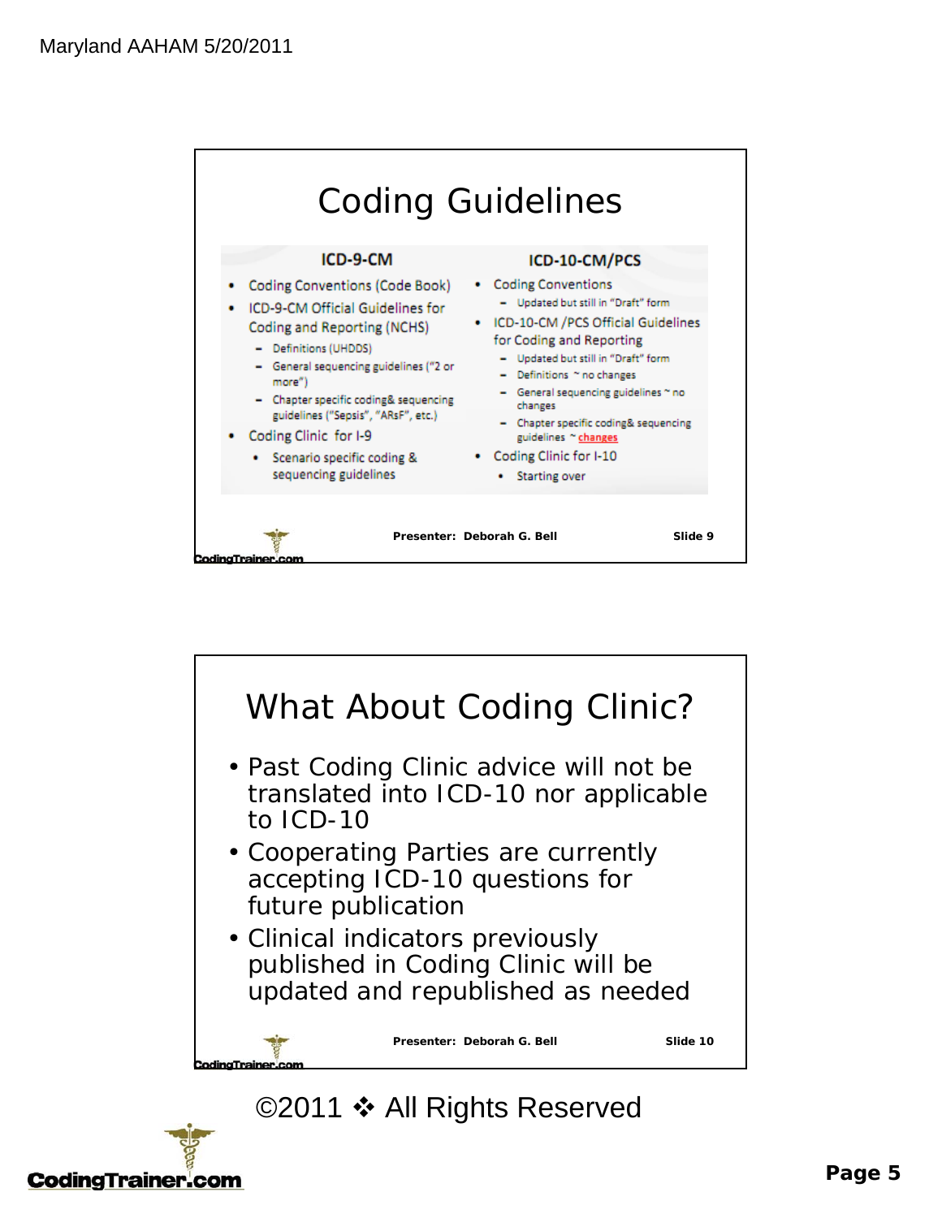## Coding Guidelines

**ICD-9-CM**

- Coding Conventions (Code Book)
- ICD-9-CM Official Guidelines for Coding and Reporting (NCHS)
  - Definitions (UHDDS)
  - General sequencing guidelines ("2 or more")
  - Chapter specific coding& sequencing guidelines ("Sepsis", "ARsF", etc.)
- Coding Clinic for I-9
  - Scenario specific coding & sequencing guidelines

**ICD-10-CM/PCS**

- Coding Conventions
  - Updated but still in "Draft" form
- ICD-10-CM /PCS Official Guidelines for Coding and Reporting
  - Updated but still in "Draft" form
  - Definitions ~ no changes
  - General sequencing guidelines ~ no changes
  - Chapter specific coding& sequencing guidelines ~ changes
- Coding Clinic for I-10
  - Starting over

Presenter: Deborah G. Bell — Slide 9

## What About Coding Clinic?

- Past Coding Clinic advice will not be translated into ICD-10 nor applicable to ICD-10
- Cooperating Parties are currently accepting ICD-10 questions for future publication
- Clinical indicators previously published in Coding Clinic will be updated and republished as needed

Presenter: Deborah G. Bell — Slide 10

©2011 ❖ All Rights Reserved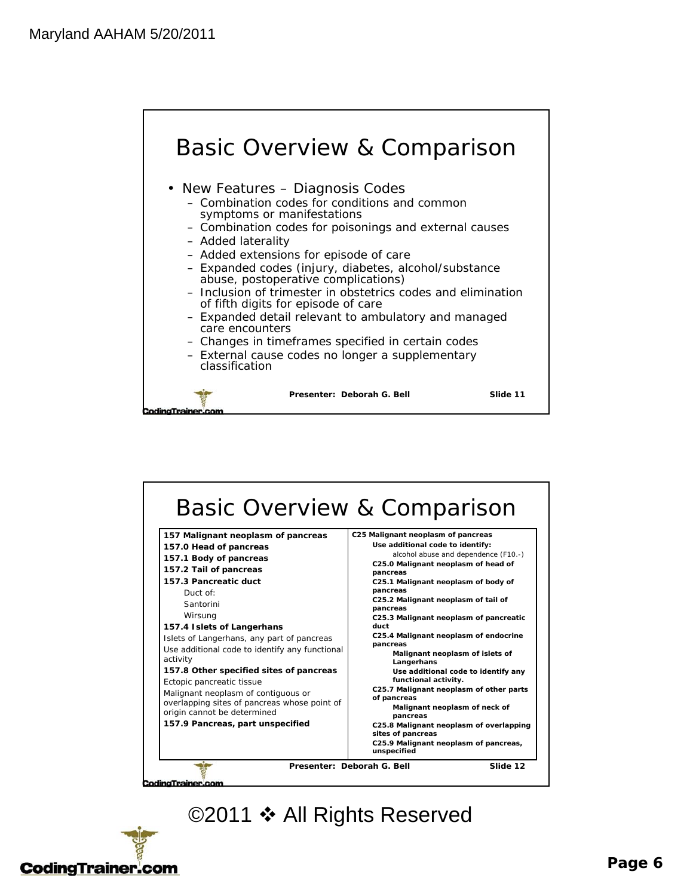## Basic Overview & Comparison

- New Features – Diagnosis Codes
  - Combination codes for conditions and common symptoms or manifestations
  - Combination codes for poisonings and external causes
  - Added laterality
  - Added extensions for episode of care
  - Expanded codes (injury, diabetes, alcohol/substance abuse, postoperative complications)
  - Inclusion of trimester in obstetrics codes and elimination of fifth digits for episode of care
  - Expanded detail relevant to ambulatory and managed care encounters
  - Changes in timeframes specified in certain codes
  - External cause codes no longer a supplementary classification

Presenter: Deborah G. Bell — Slide 11

## Basic Overview & Comparison

| ICD-9-CM | ICD-10-CM |
|---|---|
| **157 Malignant neoplasm of pancreas**<br>**157.0 Head of pancreas**<br>**157.1 Body of pancreas**<br>**157.2 Tail of pancreas**<br>**157.3 Pancreatic duct**<br>Duct of:<br>Santorini<br>Wirsung<br>**157.4 Islets of Langerhans**<br>Islets of Langerhans, any part of pancreas<br>Use additional code to identify any functional activity<br>**157.8 Other specified sites of pancreas**<br>Ectopic pancreatic tissue<br>Malignant neoplasm of contiguous or overlapping sites of pancreas whose point of origin cannot be determined<br>**157.9 Pancreas, part unspecified** | **C25 Malignant neoplasm of pancreas**<br>**Use additional code to identify:**<br>alcohol abuse and dependence (F10.-)<br>**C25.0 Malignant neoplasm of head of pancreas**<br>**C25.1 Malignant neoplasm of body of pancreas**<br>**C25.2 Malignant neoplasm of tail of pancreas**<br>**C25.3 Malignant neoplasm of pancreatic duct**<br>**C25.4 Malignant neoplasm of endocrine pancreas**<br>**Malignant neoplasm of islets of Langerhans**<br>**Use additional code to identify any functional activity.**<br>**C25.7 Malignant neoplasm of other parts of pancreas**<br>**Malignant neoplasm of neck of pancreas**<br>**C25.8 Malignant neoplasm of overlapping sites of pancreas**<br>**C25.9 Malignant neoplasm of pancreas, unspecified** |

Presenter: Deborah G. Bell — Slide 12

©2011 ❖ All Rights Reserved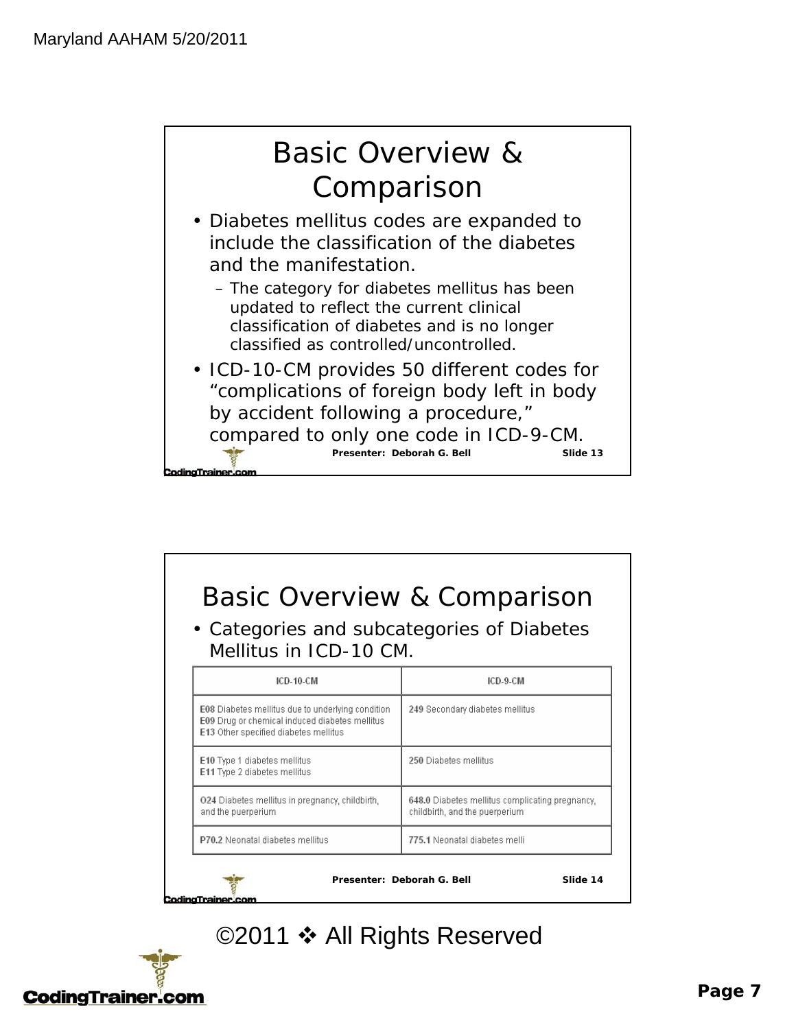## Basic Overview & Comparison

- Diabetes mellitus codes are expanded to include the classification of the diabetes and the manifestation.
  - The category for diabetes mellitus has been updated to reflect the current clinical classification of diabetes and is no longer classified as controlled/uncontrolled.
- ICD-10-CM provides 50 different codes for "complications of foreign body left in body by accident following a procedure," compared to only one code in ICD-9-CM.

Presenter: Deborah G. Bell Slide 13

## Basic Overview & Comparison

- Categories and subcategories of Diabetes Mellitus in ICD-10 CM.

| ICD-10-CM | ICD-9-CM |
|---|---|
| **E08** Diabetes mellitus due to underlying condition<br>**E09** Drug or chemical induced diabetes mellitus<br>**E13** Other specified diabetes mellitus | **249** Secondary diabetes mellitus |
| **E10** Type 1 diabetes mellitus<br>**E11** Type 2 diabetes mellitus | **250** Diabetes mellitus |
| **O24** Diabetes mellitus in pregnancy, childbirth, and the puerperium | **648.0** Diabetes mellitus complicating pregnancy, childbirth, and the puerperium |
| **P70.2** Neonatal diabetes mellitus | **775.1** Neonatal diabetes melli |

Presenter: Deborah G. Bell Slide 14

©2011 ❖ All Rights Reserved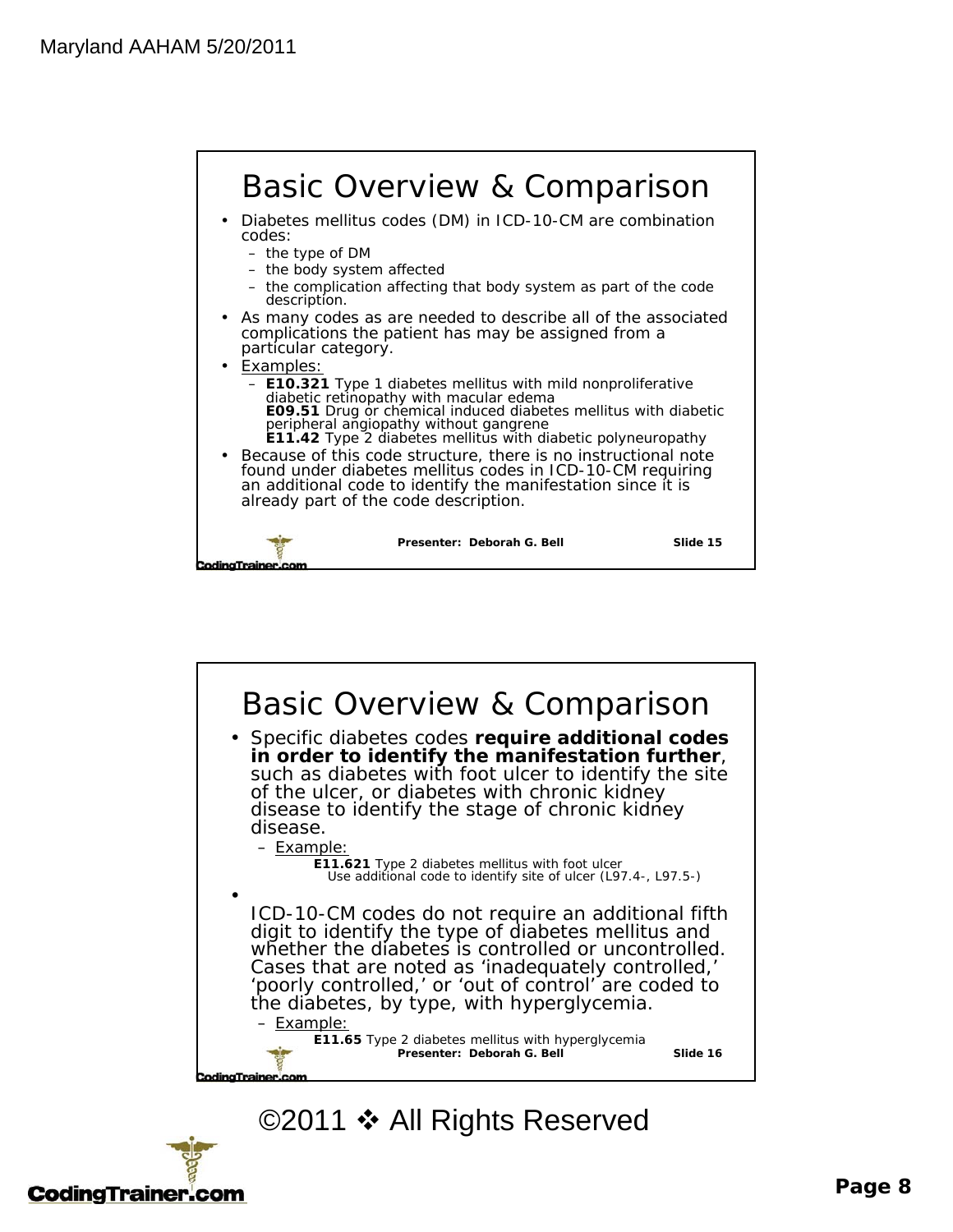## Basic Overview & Comparison

- Diabetes mellitus codes (DM) in ICD-10-CM are combination codes:
  - the type of DM
  - the body system affected
  - the complication affecting that body system as part of the code description.
- As many codes as are needed to describe all of the associated complications the patient has may be assigned from a particular category.
- Examples:
  - **E10.321** Type 1 diabetes mellitus with mild nonproliferative diabetic retinopathy with macular edema
    **E09.51** Drug or chemical induced diabetes mellitus with diabetic peripheral angiopathy without gangrene
    **E11.42** Type 2 diabetes mellitus with diabetic polyneuropathy
- Because of this code structure, there is no instructional note found under diabetes mellitus codes in ICD-10-CM requiring an additional code to identify the manifestation since it is already part of the code description.

Presenter: Deborah G. Bell Slide 15

## Basic Overview & Comparison

- Specific diabetes codes **require additional codes in order to identify the manifestation further**, such as diabetes with foot ulcer to identify the site of the ulcer, or diabetes with chronic kidney disease to identify the stage of chronic kidney disease.
  - Example:
    **E11.621** Type 2 diabetes mellitus with foot ulcer
    Use additional code to identify site of ulcer (L97.4-, L97.5-)
- ICD-10-CM codes do not require an additional fifth digit to identify the type of diabetes mellitus and whether the diabetes is controlled or uncontrolled. Cases that are noted as 'inadequately controlled,' 'poorly controlled,' or 'out of control' are coded to the diabetes, by type, with hyperglycemia.
  - Example:
    **E11.65** Type 2 diabetes mellitus with hyperglycemia

Presenter: Deborah G. Bell Slide 16

©2011 ❖ All Rights Reserved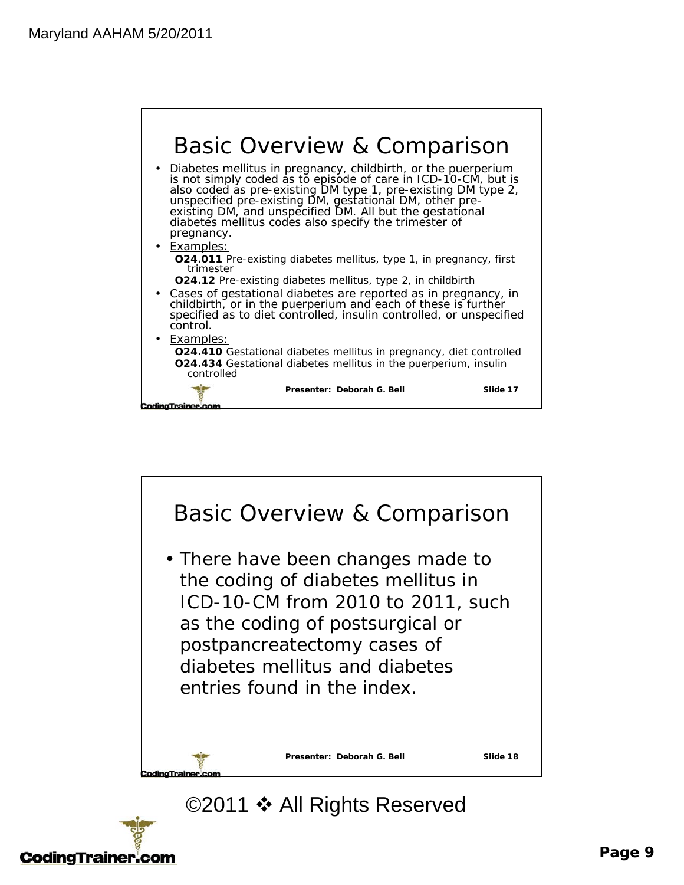## Basic Overview & Comparison

- Diabetes mellitus in pregnancy, childbirth, or the puerperium is not simply coded as to episode of care in ICD-10-CM, but is also coded as pre-existing DM type 1, pre-existing DM type 2, unspecified pre-existing DM, gestational DM, other pre-existing DM, and unspecified DM. All but the gestational diabetes mellitus codes also specify the trimester of pregnancy.
- Examples:
  - **O24.011** Pre-existing diabetes mellitus, type 1, in pregnancy, first trimester
  - **O24.12** Pre-existing diabetes mellitus, type 2, in childbirth
- Cases of gestational diabetes are reported as in pregnancy, in childbirth, or in the puerperium and each of these is further specified as to diet controlled, insulin controlled, or unspecified control.
- Examples:
  - **O24.410** Gestational diabetes mellitus in pregnancy, diet controlled
  - **O24.434** Gestational diabetes mellitus in the puerperium, insulin controlled

Presenter: Deborah G. Bell — Slide 17

## Basic Overview & Comparison

- There have been changes made to the coding of diabetes mellitus in ICD-10-CM from 2010 to 2011, such as the coding of postsurgical or postpancreatectomy cases of diabetes mellitus and diabetes entries found in the index.

Presenter: Deborah G. Bell — Slide 18

©2011 ❖ All Rights Reserved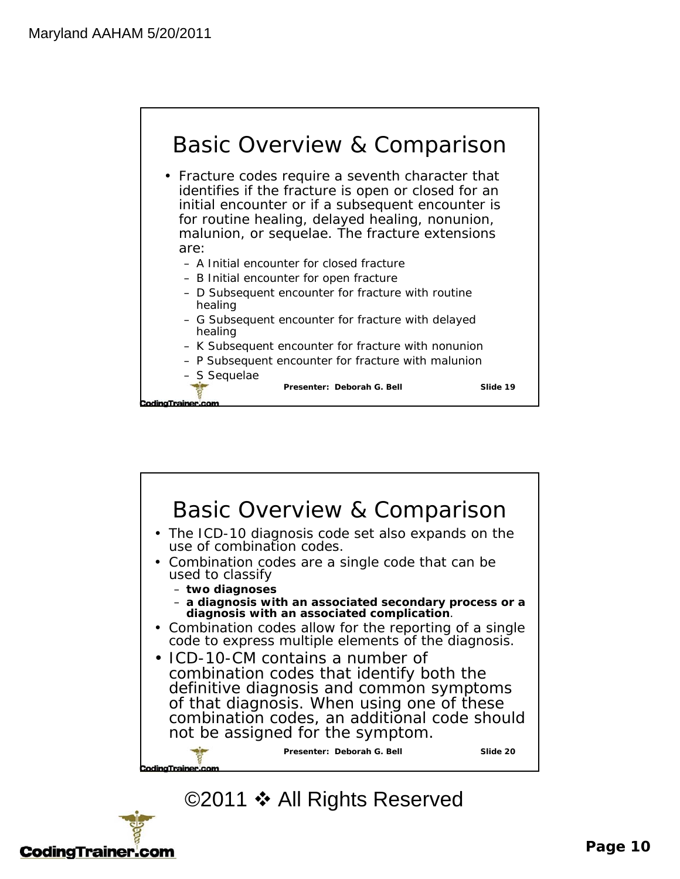## Basic Overview & Comparison

- Fracture codes require a seventh character that identifies if the fracture is open or closed for an initial encounter or if a subsequent encounter is for routine healing, delayed healing, nonunion, malunion, or sequelae. The fracture extensions are:
  - A Initial encounter for closed fracture
  - B Initial encounter for open fracture
  - D Subsequent encounter for fracture with routine healing
  - G Subsequent encounter for fracture with delayed healing
  - K Subsequent encounter for fracture with nonunion
  - P Subsequent encounter for fracture with malunion
  - S Sequelae

Presenter: Deborah G. Bell Slide 19

## Basic Overview & Comparison

- The ICD-10 diagnosis code set also expands on the use of combination codes.
- Combination codes are a single code that can be used to classify
  - **two diagnoses**
  - **a diagnosis with an associated secondary process or a diagnosis with an associated complication**.
- Combination codes allow for the reporting of a single code to express multiple elements of the diagnosis.
- ICD-10-CM contains a number of combination codes that identify both the definitive diagnosis and common symptoms of that diagnosis. When using one of these combination codes, an additional code should not be assigned for the symptom.

Presenter: Deborah G. Bell Slide 20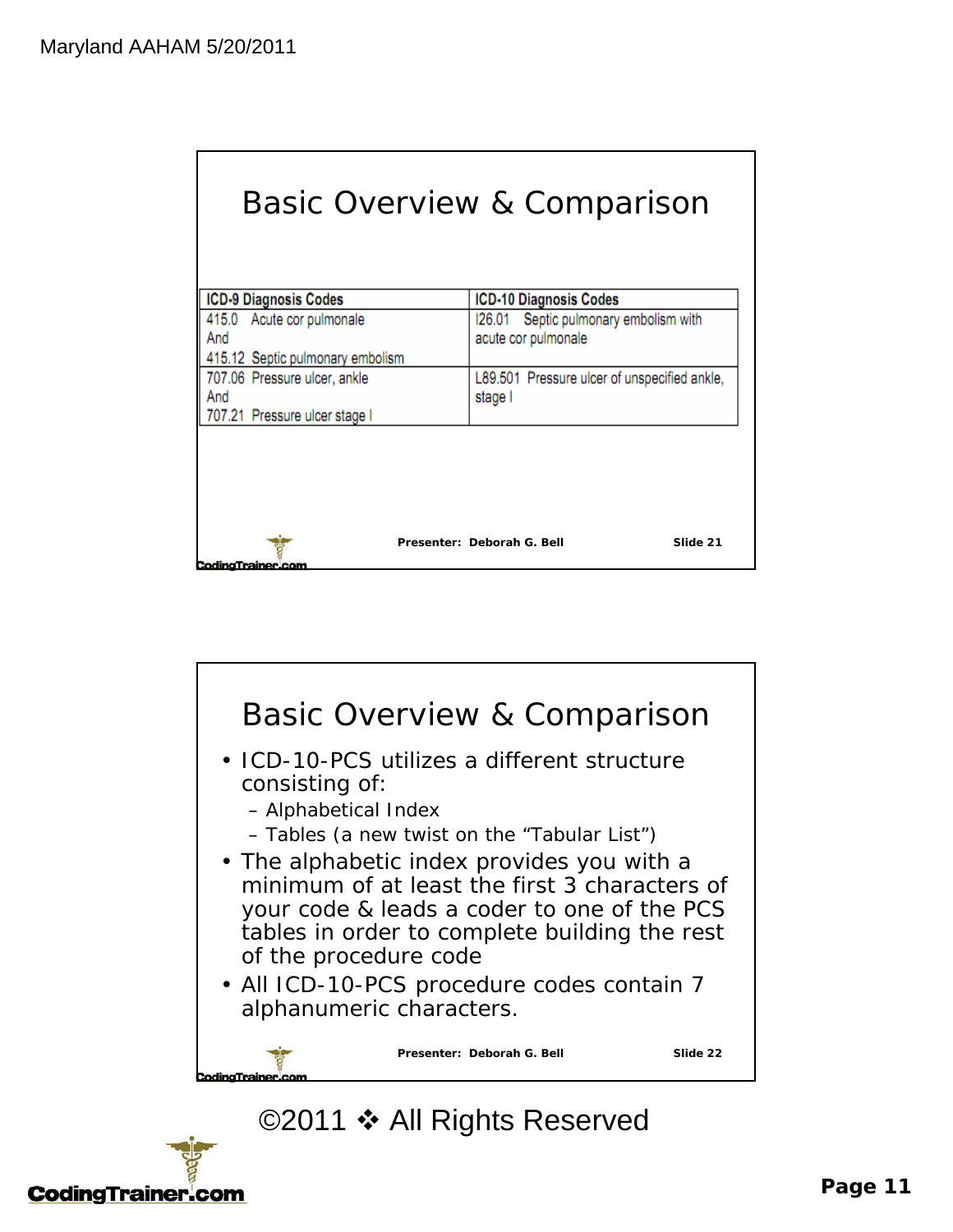## Basic Overview & Comparison

| ICD-9 Diagnosis Codes | ICD-10 Diagnosis Codes |
|---|---|
| 415.0 Acute cor pulmonale<br>And<br>415.12 Septic pulmonary embolism | I26.01 Septic pulmonary embolism with acute cor pulmonale |
| 707.06 Pressure ulcer, ankle<br>And<br>707.21 Pressure ulcer stage I | L89.501 Pressure ulcer of unspecified ankle, stage I |

Presenter: Deborah G. Bell — Slide 21

## Basic Overview & Comparison

- ICD-10-PCS utilizes a different structure consisting of:
  - Alphabetical Index
  - Tables (a new twist on the "Tabular List")
- The alphabetic index provides you with a minimum of at least the first 3 characters of your code & leads a coder to one of the PCS tables in order to complete building the rest of the procedure code
- All ICD-10-PCS procedure codes contain 7 alphanumeric characters.

Presenter: Deborah G. Bell — Slide 22

©2011 ❖ All Rights Reserved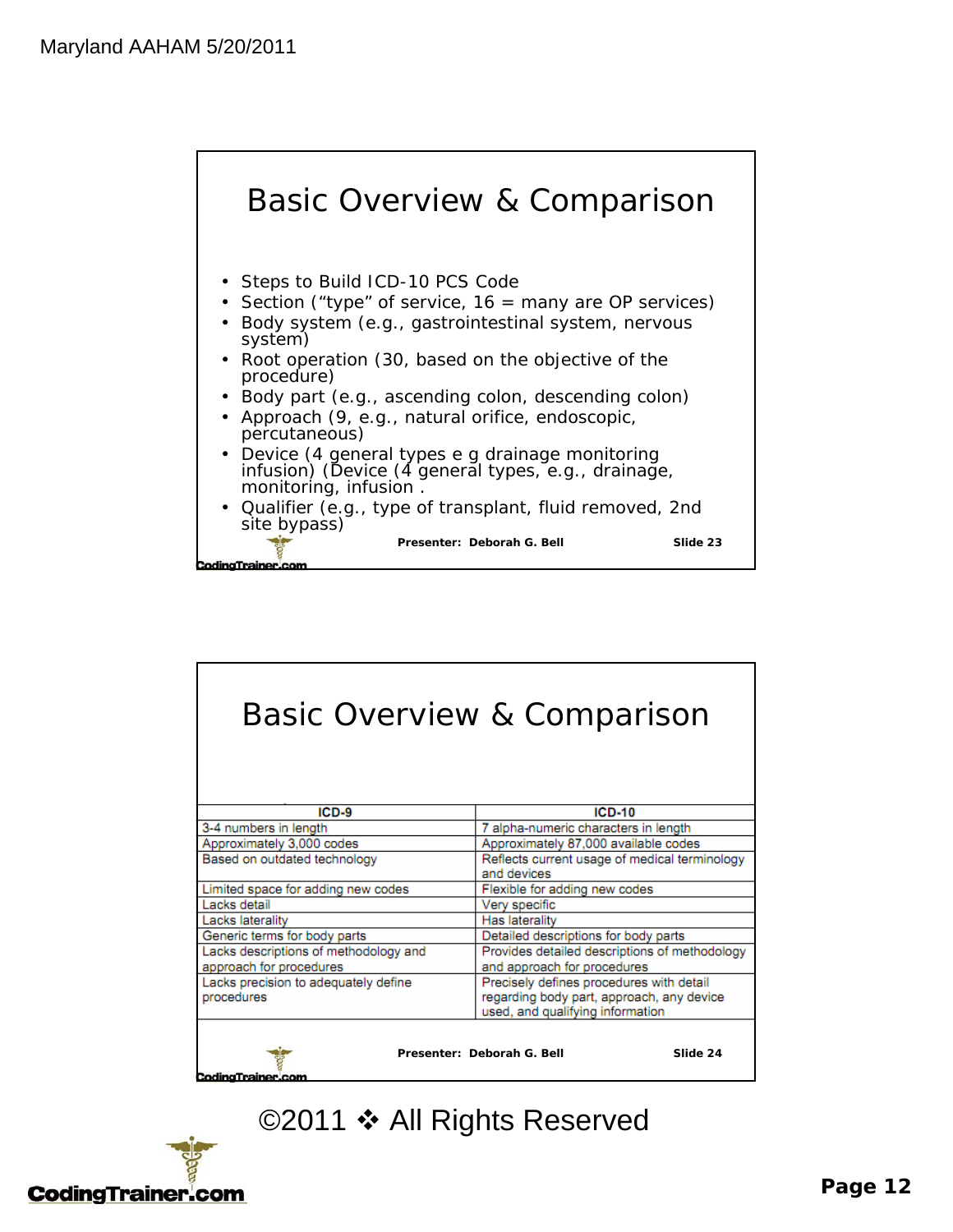## Basic Overview & Comparison

- Steps to Build ICD-10 PCS Code
- Section ("type" of service, 16 = many are OP services)
- Body system (e.g., gastrointestinal system, nervous system)
- Root operation (30, based on the objective of the procedure)
- Body part (e.g., ascending colon, descending colon)
- Approach (9, e.g., natural orifice, endoscopic, percutaneous)
- Device (4 general types e g drainage monitoring infusion) (Device (4 general types, e.g., drainage, monitoring, infusion .
- Qualifier (e.g., type of transplant, fluid removed, 2nd site bypass)

Presenter: Deborah G. Bell Slide 23

## Basic Overview & Comparison

| ICD-9 | ICD-10 |
|---|---|
| 3-4 numbers in length | 7 alpha-numeric characters in length |
| Approximately 3,000 codes | Approximately 87,000 available codes |
| Based on outdated technology | Reflects current usage of medical terminology and devices |
| Limited space for adding new codes | Flexible for adding new codes |
| Lacks detail | Very specific |
| Lacks laterality | Has laterality |
| Generic terms for body parts | Detailed descriptions for body parts |
| Lacks descriptions of methodology and approach for procedures | Provides detailed descriptions of methodology and approach for procedures |
| Lacks precision to adequately define procedures | Precisely defines procedures with detail regarding body part, approach, any device used, and qualifying information |

Presenter: Deborah G. Bell Slide 24

©2011 ❖ All Rights Reserved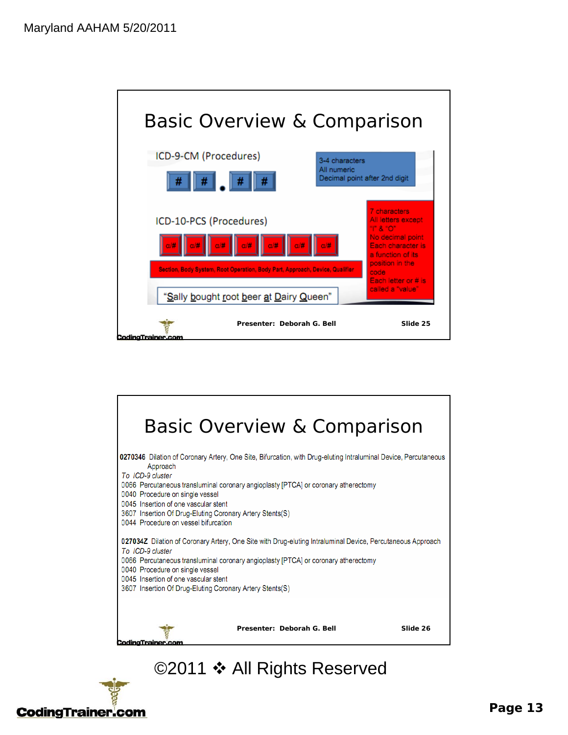## Basic Overview & Comparison

**ICD-9-CM (Procedures)**

# # . # #

- 3-4 characters
- All numeric
- Decimal point after 2nd digit

**ICD-10-PCS (Procedures)**

a/# a/# a/# a/# a/# a/# a/#

Section, Body System, Root Operation, Body Part, Approach, Device, Qualifier

"Sally bought root beer at Dairy Queen"

- 7 characters
- All letters except "I" & "O"
- No decimal point
- Each character is a function of its position in the code
- Each letter or # is called a "value"

Presenter: Deborah G. Bell — Slide 25

## Basic Overview & Comparison

**0270346** Dilation of Coronary Artery, One Site, Bifurcation, with Drug-eluting Intraluminal Device, Percutaneous Approach

*To ICD-9 cluster*

0066 Percutaneous transluminal coronary angioplasty [PTCA] or coronary atherectomy
0040 Procedure on single vessel
0045 Insertion of one vascular stent
3607 Insertion Of Drug-Eluting Coronary Artery Stents(S)
0044 Procedure on vessel bifurcation

**027034Z** Dilation of Coronary Artery, One Site with Drug-eluting Intraluminal Device, Percutaneous Approach

*To ICD-9 cluster*

0066 Percutaneous transluminal coronary angioplasty [PTCA] or coronary atherectomy
0040 Procedure on single vessel
0045 Insertion of one vascular stent
3607 Insertion Of Drug-Eluting Coronary Artery Stents(S)

Presenter: Deborah G. Bell — Slide 26

©2011 ❖ All Rights Reserved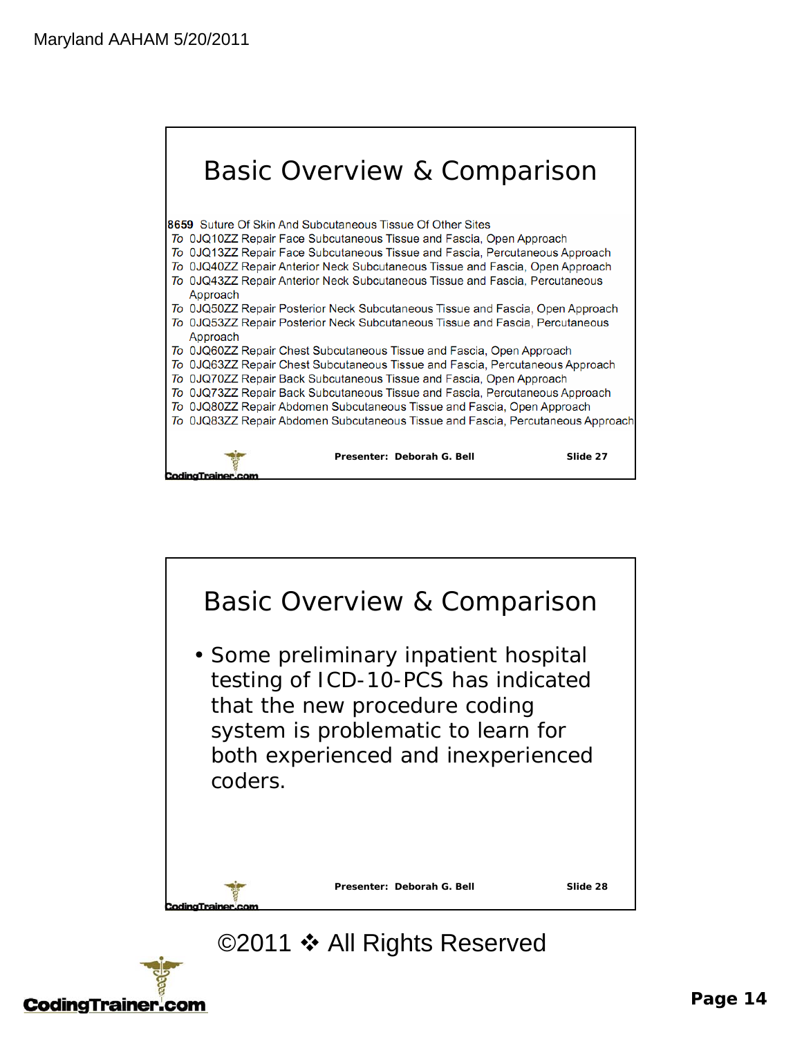## Basic Overview & Comparison

**8659** Suture Of Skin And Subcutaneous Tissue Of Other Sites

*To* 0JQ10ZZ Repair Face Subcutaneous Tissue and Fascia, Open Approach
*To* 0JQ13ZZ Repair Face Subcutaneous Tissue and Fascia, Percutaneous Approach
*To* 0JQ40ZZ Repair Anterior Neck Subcutaneous Tissue and Fascia, Open Approach
*To* 0JQ43ZZ Repair Anterior Neck Subcutaneous Tissue and Fascia, Percutaneous Approach
*To* 0JQ50ZZ Repair Posterior Neck Subcutaneous Tissue and Fascia, Open Approach
*To* 0JQ53ZZ Repair Posterior Neck Subcutaneous Tissue and Fascia, Percutaneous Approach
*To* 0JQ60ZZ Repair Chest Subcutaneous Tissue and Fascia, Open Approach
*To* 0JQ63ZZ Repair Chest Subcutaneous Tissue and Fascia, Percutaneous Approach
*To* 0JQ70ZZ Repair Back Subcutaneous Tissue and Fascia, Open Approach
*To* 0JQ73ZZ Repair Back Subcutaneous Tissue and Fascia, Percutaneous Approach
*To* 0JQ80ZZ Repair Abdomen Subcutaneous Tissue and Fascia, Open Approach
*To* 0JQ83ZZ Repair Abdomen Subcutaneous Tissue and Fascia, Percutaneous Approach

**Presenter: Deborah G. Bell** **Slide 27**

## Basic Overview & Comparison

- Some preliminary inpatient hospital testing of ICD-10-PCS has indicated that the new procedure coding system is problematic to learn for both experienced and inexperienced coders.

**Presenter: Deborah G. Bell** **Slide 28**

©2011 ❖ All Rights Reserved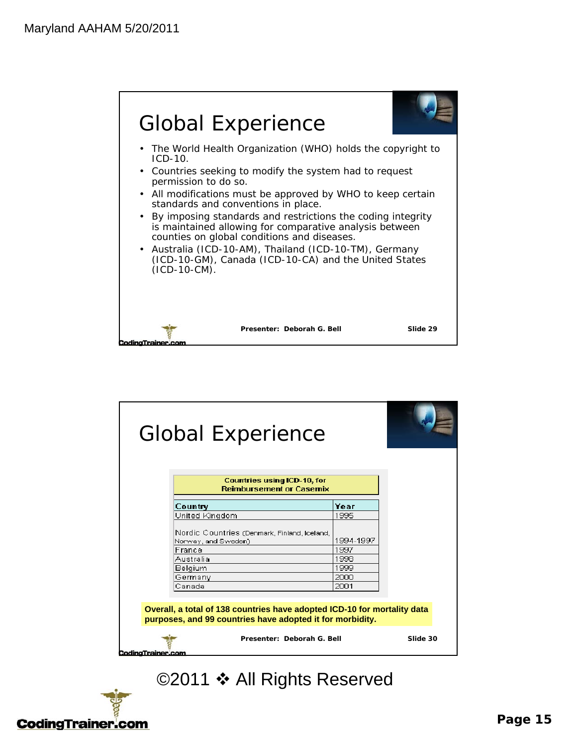## Global Experience

- The World Health Organization (WHO) holds the copyright to ICD-10.
- Countries seeking to modify the system had to request permission to do so.
- All modifications must be approved by WHO to keep certain standards and conventions in place.
- By imposing standards and restrictions the coding integrity is maintained allowing for comparative analysis between counties on global conditions and diseases.
- Australia (ICD-10-AM), Thailand (ICD-10-TM), Germany (ICD-10-GM), Canada (ICD-10-CA) and the United States (ICD-10-CM).

Presenter: Deborah G. Bell — Slide 29

## Global Experience

**Countries using ICD-10, for Reimbursement or Casemix**

| Country | Year |
|---|---|
| United Kingdom | 1995 |
| Nordic Countries (Denmark, Finland, Iceland, Norway, and Sweden) | 1994-1997 |
| France | 1997 |
| Australia | 1998 |
| Belgium | 1999 |
| Germany | 2000 |
| Canada | 2001 |

**Overall, a total of 138 countries have adopted ICD-10 for mortality data purposes, and 99 countries have adopted it for morbidity.**

Presenter: Deborah G. Bell — Slide 30

©2011 ❖ All Rights Reserved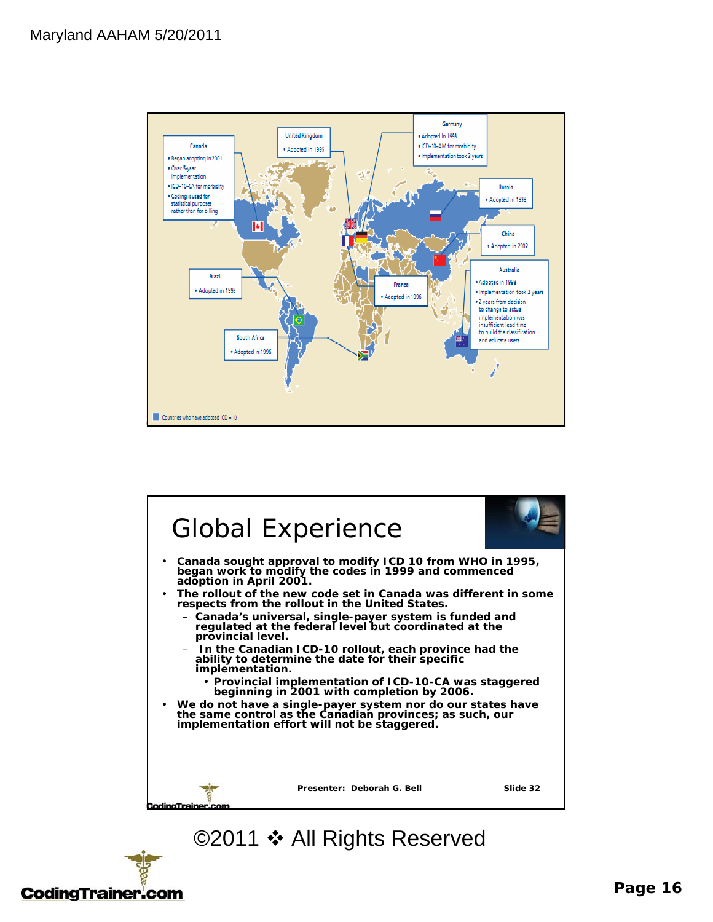Canada
- Began adopting in 2001
- Over 5-year implementation
- ICD-10-CA for morbidity
- Coding is used for statistical purposes rather than for billing

United Kingdom
- Adopted in 1995

Germany
- Adopted in 1998
- ICD-10-AM for morbidity
- Implementation took 3 years

Russia
- Adopted in 1999

China
- Adopted in 2002

Australia
- Adopted in 1998
- Implementation took 2 years
- 2 years from decision to change to actual implementation was insufficient lead time to build the classification and educate users

Brazil
- Adopted in 1998

France
- Adopted in 1996

South Africa
- Adopted in 1996

Countries who have adopted ICD – 10

# Global Experience

- **Canada sought approval to modify ICD 10 from WHO in 1995, began work to modify the codes in 1999 and commenced adoption in April 2001.**
- **The rollout of the new code set in Canada was different in some respects from the rollout in the United States.**
  - **Canada's universal, single-payer system is funded and regulated at the federal level but coordinated at the provincial level.**
  - **In the Canadian ICD-10 rollout, each province had the ability to determine the date for their specific implementation.**
    - **Provincial implementation of ICD-10-CA was staggered beginning in 2001 with completion by 2006.**
- **We do not have a single-payer system nor do our states have the same control as the Canadian provinces; as such, our implementation effort will not be staggered.**

**Presenter: Deborah G. Bell** **Slide 32**

©2011 ❖ All Rights Reserved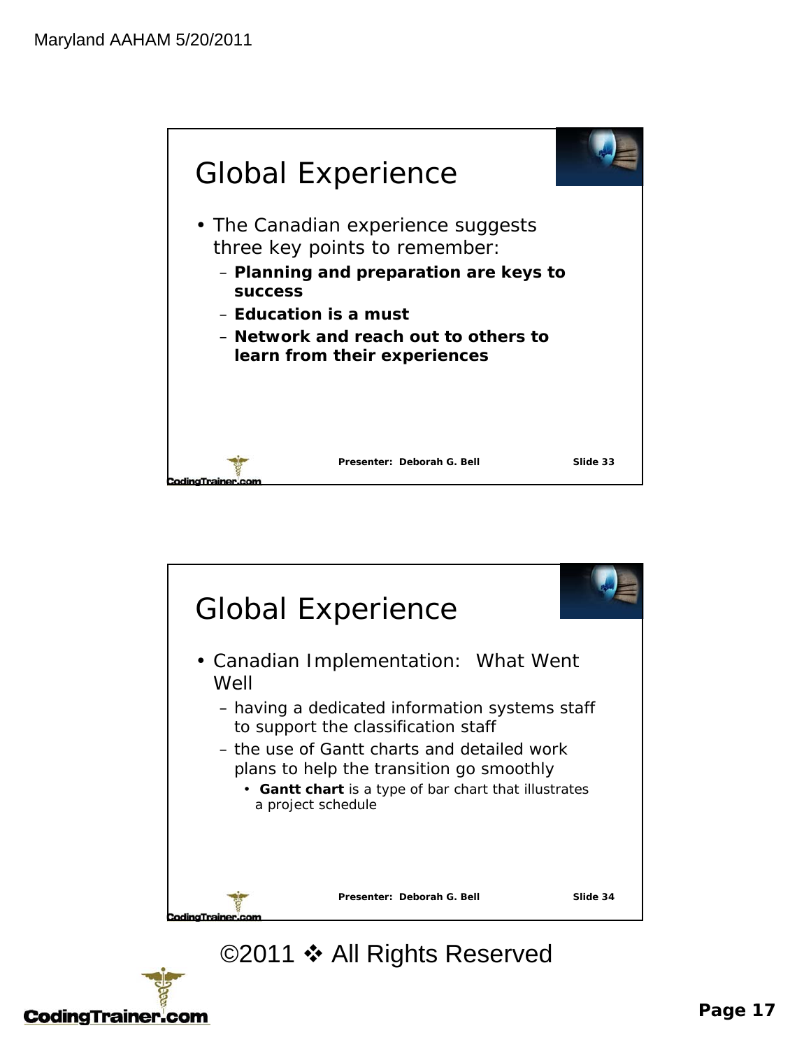## Global Experience

- The Canadian experience suggests three key points to remember:
  - **Planning and preparation are keys to success**
  - **Education is a must**
  - **Network and reach out to others to learn from their experiences**

Presenter: Deborah G. Bell — Slide 33

## Global Experience

- Canadian Implementation: What Went Well
  - having a dedicated information systems staff to support the classification staff
  - the use of Gantt charts and detailed work plans to help the transition go smoothly
    - **Gantt chart** is a type of bar chart that illustrates a project schedule

Presenter: Deborah G. Bell — Slide 34

©2011 ❖ All Rights Reserved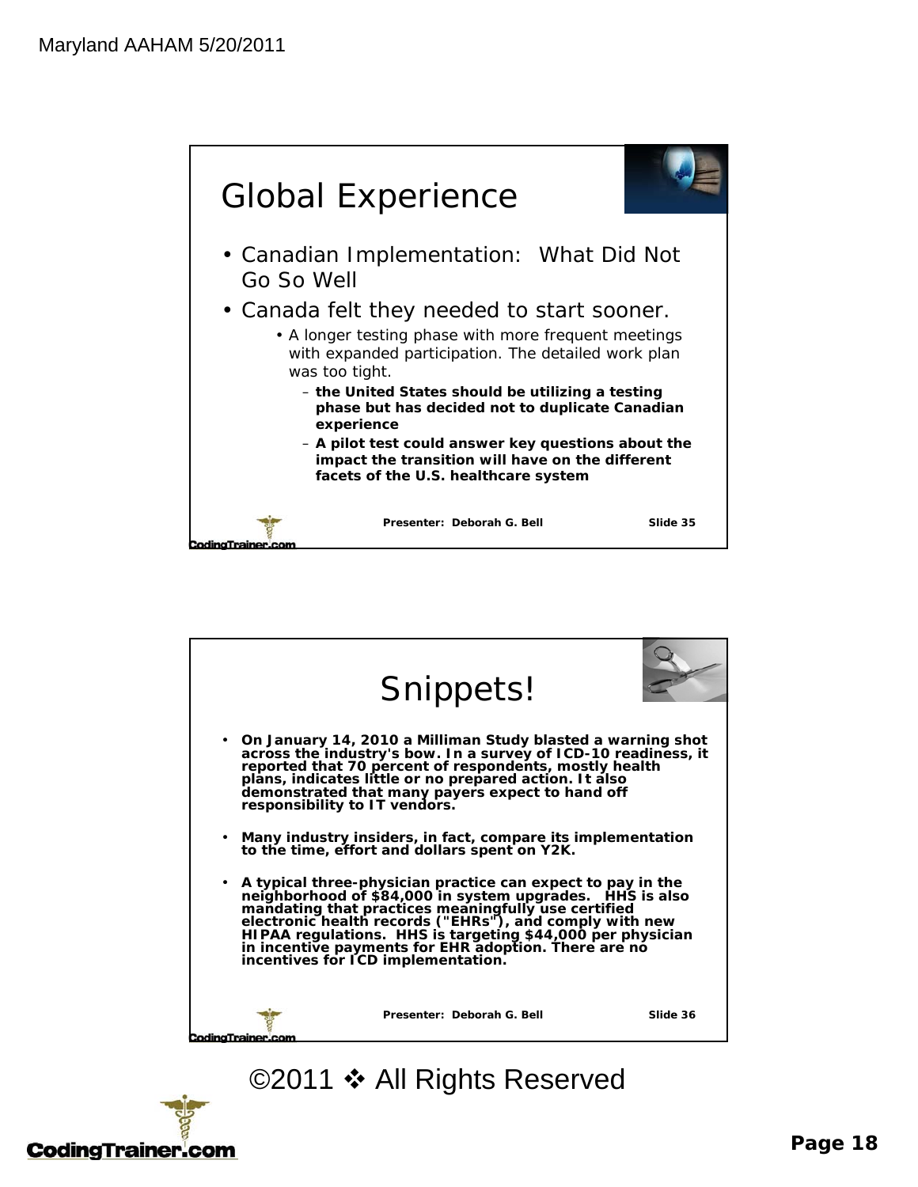## Global Experience

- Canadian Implementation: What Did Not Go So Well
- Canada felt they needed to start sooner.
  - A longer testing phase with more frequent meetings with expanded participation. The detailed work plan was too tight.
    - **the United States should be utilizing a testing phase but has decided not to duplicate Canadian experience**
    - **A pilot test could answer key questions about the impact the transition will have on the different facets of the U.S. healthcare system**

**Presenter: Deborah G. Bell** **Slide 35**

## Snippets!

- **On January 14, 2010 a Milliman Study blasted a warning shot across the industry's bow. In a survey of ICD-10 readiness, it reported that 70 percent of respondents, mostly health plans, indicates little or no prepared action. It also demonstrated that many payers expect to hand off responsibility to IT vendors.**
- **Many industry insiders, in fact, compare its implementation to the time, effort and dollars spent on Y2K.**
- **A typical three-physician practice can expect to pay in the neighborhood of $84,000 in system upgrades. HHS is also mandating that practices meaningfully use certified electronic health records ("EHRs"), and comply with new HIPAA regulations. HHS is targeting $44,000 per physician in incentive payments for EHR adoption. There are no incentives for ICD implementation.**

**Presenter: Deborah G. Bell** **Slide 36**

©2011 ❖ All Rights Reserved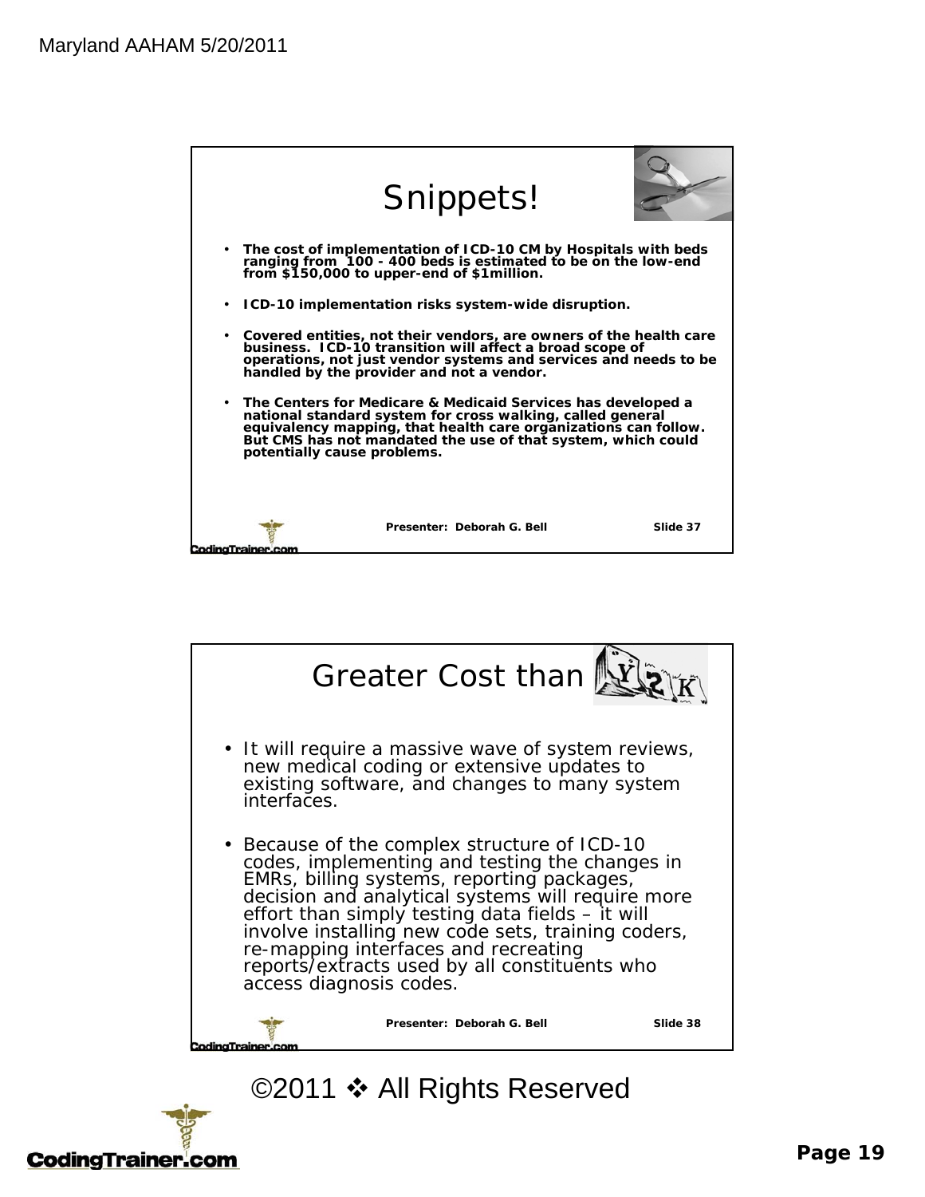## Snippets!

- **The cost of implementation of ICD-10 CM by Hospitals with beds ranging from 100 - 400 beds is estimated to be on the low-end from $150,000 to upper-end of $1million.**
- **ICD-10 implementation risks system-wide disruption.**
- **Covered entities, not their vendors, are owners of the health care business. ICD-10 transition will affect a broad scope of operations, not just vendor systems and services and needs to be handled by the provider and not a vendor.**
- **The Centers for Medicare & Medicaid Services has developed a national standard system for cross walking, called general equivalency mapping, that health care organizations can follow. But CMS has not mandated the use of that system, which could potentially cause problems.**

**Presenter: Deborah G. Bell** **Slide 37**

## Greater Cost than Y2K

- It will require a massive wave of system reviews, new medical coding or extensive updates to existing software, and changes to many system interfaces.
- Because of the complex structure of ICD-10 codes, implementing and testing the changes in EMRs, billing systems, reporting packages, decision and analytical systems will require more effort than simply testing data fields – it will involve installing new code sets, training coders, re-mapping interfaces and recreating reports/extracts used by all constituents who access diagnosis codes.

**Presenter: Deborah G. Bell** **Slide 38**

©2011 ❖ All Rights Reserved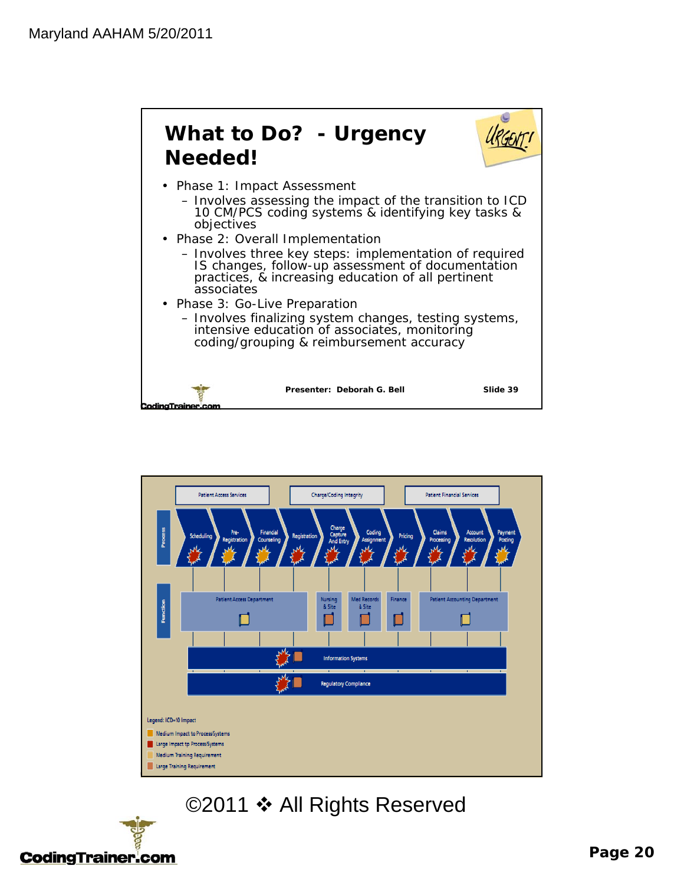## What to Do? - Urgency Needed!

- Phase 1: Impact Assessment
  - Involves assessing the impact of the transition to ICD 10 CM/PCS coding systems & identifying key tasks & objectives
- Phase 2: Overall Implementation
  - Involves three key steps: implementation of required IS changes, follow-up assessment of documentation practices, & increasing education of all pertinent associates
- Phase 3: Go-Live Preparation
  - Involves finalizing system changes, testing systems, intensive education of associates, monitoring coding/grouping & reimbursement accuracy

Presenter: Deborah G. Bell

Slide 39

Patient Access Services | Charge/Coding Integrity | Patient Financial Services

Process: Scheduling, Pre-Registration, Financial Counseling, Registration, Charge Capture And Entry, Coding Assignment, Pricing, Claims Processing, Account Resolution, Payment Posting

Function: Patient Access Department, Nursing & Site, Med Records & Site, Finance, Patient Accounting Department

Information Systems

Regulatory Compliance

Legend: ICD-10 Impact

- Medium Impact to Process/Systems
- Large Impact tp Process/Systems
- Medium Training Requirement
- Large Training Requirement

©2011 ❖ All Rights Reserved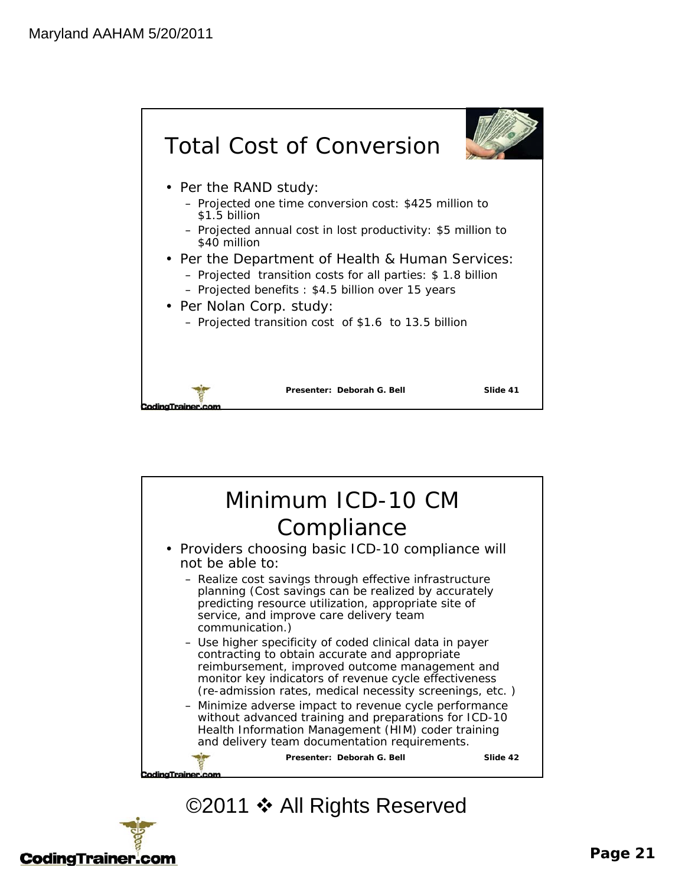## Total Cost of Conversion

- Per the RAND study:
  - Projected one time conversion cost: $425 million to $1.5 billion
  - Projected annual cost in lost productivity: $5 million to $40 million
- Per the Department of Health & Human Services:
  - Projected transition costs for all parties: $ 1.8 billion
  - Projected benefits : $4.5 billion over 15 years
- Per Nolan Corp. study:
  - Projected transition cost of $1.6 to 13.5 billion

Presenter: Deborah G. Bell — Slide 41

## Minimum ICD-10 CM Compliance

- Providers choosing basic ICD-10 compliance will not be able to:
  - Realize cost savings through effective infrastructure planning (Cost savings can be realized by accurately predicting resource utilization, appropriate site of service, and improve care delivery team communication.)
  - Use higher specificity of coded clinical data in payer contracting to obtain accurate and appropriate reimbursement, improved outcome management and monitor key indicators of revenue cycle effectiveness (re-admission rates, medical necessity screenings, etc. )
  - Minimize adverse impact to revenue cycle performance without advanced training and preparations for ICD-10 Health Information Management (HIM) coder training and delivery team documentation requirements.

Presenter: Deborah G. Bell — Slide 42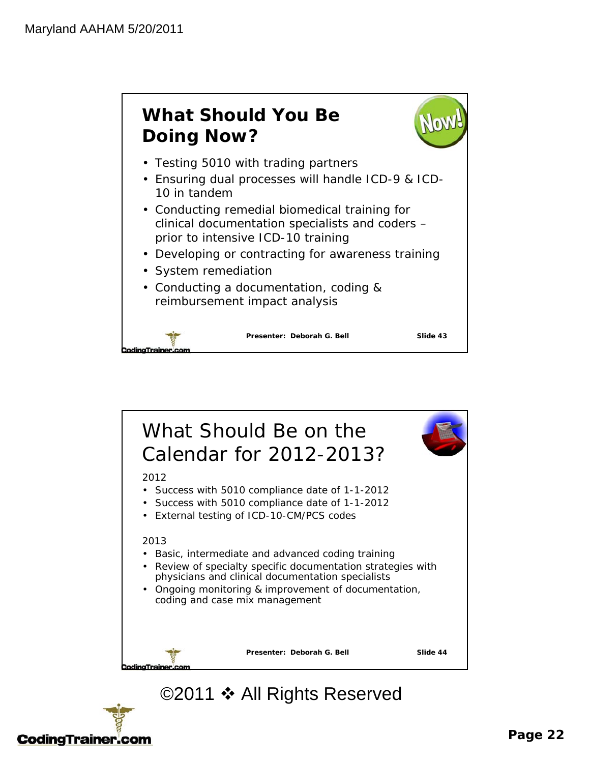## What Should You Be Doing Now?

- Testing 5010 with trading partners
- Ensuring dual processes will handle ICD-9 & ICD-10 in tandem
- Conducting remedial biomedical training for clinical documentation specialists and coders – prior to intensive ICD-10 training
- Developing or contracting for awareness training
- System remediation
- Conducting a documentation, coding & reimbursement impact analysis

Presenter: Deborah G. Bell — Slide 43

## What Should Be on the Calendar for 2012-2013?

2012

- Success with 5010 compliance date of 1-1-2012
- Success with 5010 compliance date of 1-1-2012
- External testing of ICD-10-CM/PCS codes

2013

- Basic, intermediate and advanced coding training
- Review of specialty specific documentation strategies with physicians and clinical documentation specialists
- Ongoing monitoring & improvement of documentation, coding and case mix management

Presenter: Deborah G. Bell — Slide 44

©2011 ❖ All Rights Reserved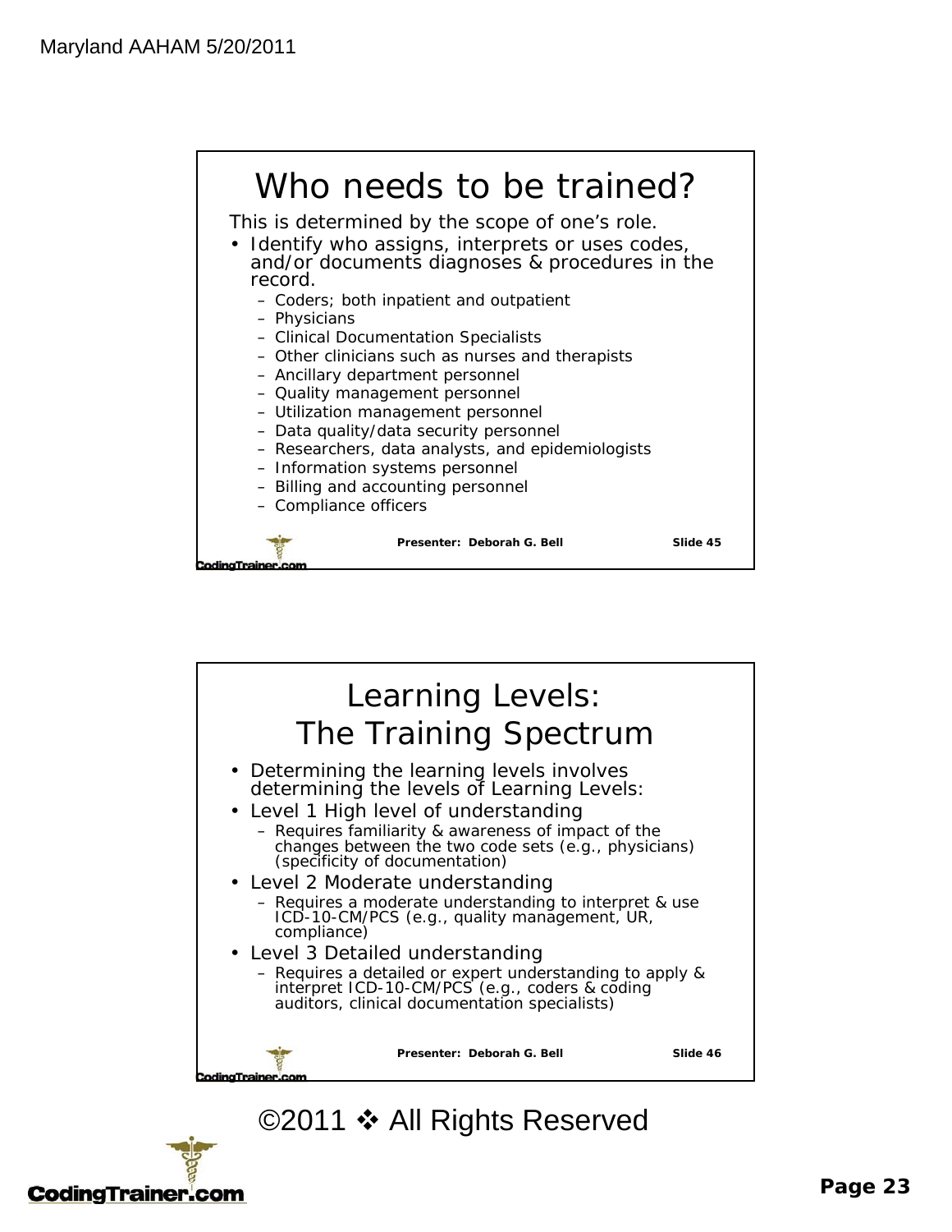## Who needs to be trained?

This is determined by the scope of one's role.

- Identify who assigns, interprets or uses codes, and/or documents diagnoses & procedures in the record.
  - Coders; both inpatient and outpatient
  - Physicians
  - Clinical Documentation Specialists
  - Other clinicians such as nurses and therapists
  - Ancillary department personnel
  - Quality management personnel
  - Utilization management personnel
  - Data quality/data security personnel
  - Researchers, data analysts, and epidemiologists
  - Information systems personnel
  - Billing and accounting personnel
  - Compliance officers

**Presenter: Deborah G. Bell** **Slide 45**

## Learning Levels: The Training Spectrum

- Determining the learning levels involves determining the levels of Learning Levels:
- Level 1 High level of understanding
  - Requires familiarity & awareness of impact of the changes between the two code sets (e.g., physicians) (specificity of documentation)
- Level 2 Moderate understanding
  - Requires a moderate understanding to interpret & use ICD-10-CM/PCS (e.g., quality management, UR, compliance)
- Level 3 Detailed understanding
  - Requires a detailed or expert understanding to apply & interpret ICD-10-CM/PCS (e.g., coders & coding auditors, clinical documentation specialists)

**Presenter: Deborah G. Bell** **Slide 46**

©2011 ❖ All Rights Reserved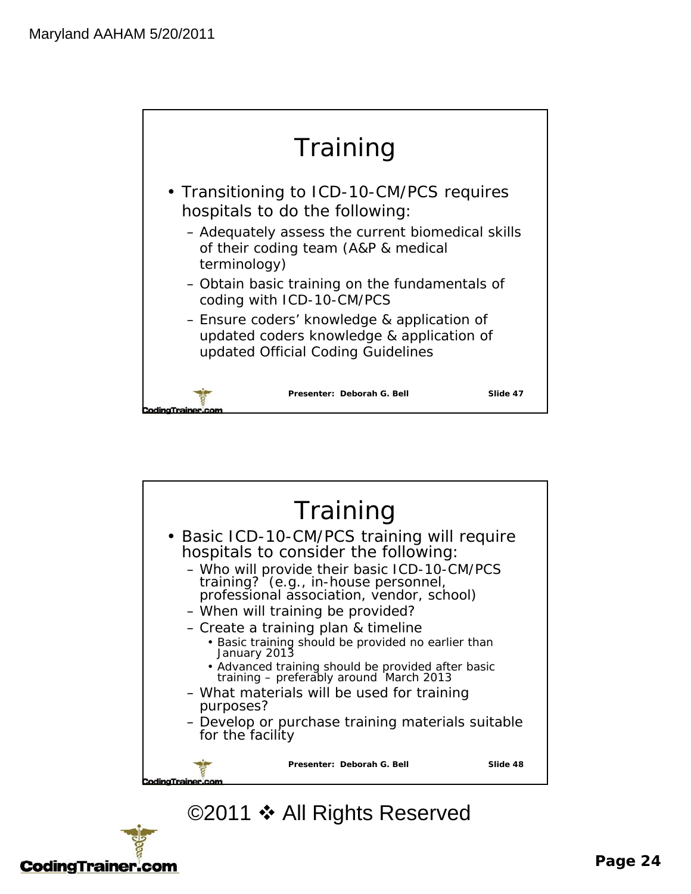## Training

- Transitioning to ICD-10-CM/PCS requires hospitals to do the following:
  - Adequately assess the current biomedical skills of their coding team (A&P & medical terminology)
  - Obtain basic training on the fundamentals of coding with ICD-10-CM/PCS
  - Ensure coders' knowledge & application of updated coders knowledge & application of updated Official Coding Guidelines

Presenter: Deborah G. Bell — Slide 47

## Training

- Basic ICD-10-CM/PCS training will require hospitals to consider the following:
  - Who will provide their basic ICD-10-CM/PCS training? (e.g., in-house personnel, professional association, vendor, school)
  - When will training be provided?
  - Create a training plan & timeline
    - Basic training should be provided no earlier than January 2013
    - Advanced training should be provided after basic training – preferably around March 2013
  - What materials will be used for training purposes?
  - Develop or purchase training materials suitable for the facility

Presenter: Deborah G. Bell — Slide 48

©2011 ❖ All Rights Reserved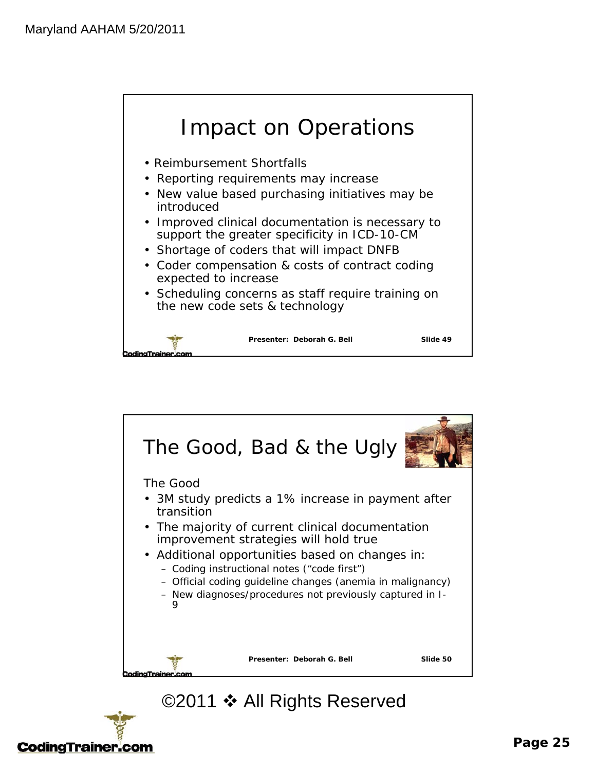## Impact on Operations

- Reimbursement Shortfalls
- Reporting requirements may increase
- New value based purchasing initiatives may be introduced
- Improved clinical documentation is necessary to support the greater specificity in ICD-10-CM
- Shortage of coders that will impact DNFB
- Coder compensation & costs of contract coding expected to increase
- Scheduling concerns as staff require training on the new code sets & technology

Presenter: Deborah G. Bell Slide 49

## The Good, Bad & the Ugly

The Good

- 3M study predicts a 1% increase in payment after transition
- The majority of current clinical documentation improvement strategies will hold true
- Additional opportunities based on changes in:
  - Coding instructional notes (“code first”)
  - Official coding guideline changes (anemia in malignancy)
  - New diagnoses/procedures not previously captured in I-9

Presenter: Deborah G. Bell Slide 50

©2011 ❖ All Rights Reserved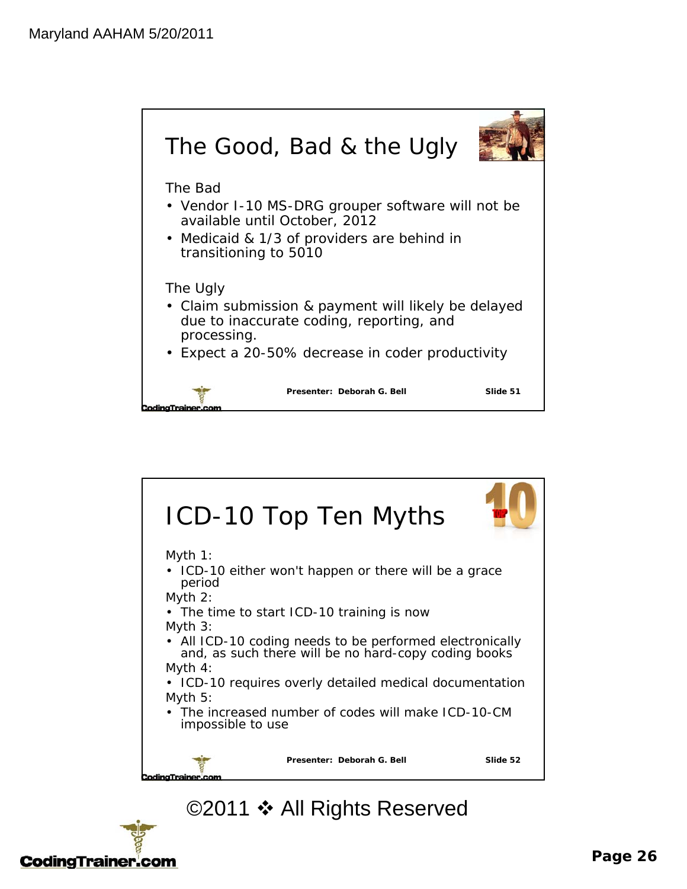## The Good, Bad & the Ugly

The Bad

- Vendor I-10 MS-DRG grouper software will not be available until October, 2012
- Medicaid & 1/3 of providers are behind in transitioning to 5010

The Ugly

- Claim submission & payment will likely be delayed due to inaccurate coding, reporting, and processing.
- Expect a 20-50% decrease in coder productivity

Presenter: Deborah G. Bell — Slide 51

## ICD-10 Top Ten Myths

Myth 1:

- ICD-10 either won't happen or there will be a grace period

Myth 2:

- The time to start ICD-10 training is now

Myth 3:

- All ICD-10 coding needs to be performed electronically and, as such there will be no hard-copy coding books

Myth 4:

- ICD-10 requires overly detailed medical documentation

Myth 5:

- The increased number of codes will make ICD-10-CM impossible to use

Presenter: Deborah G. Bell — Slide 52

©2011 ❖ All Rights Reserved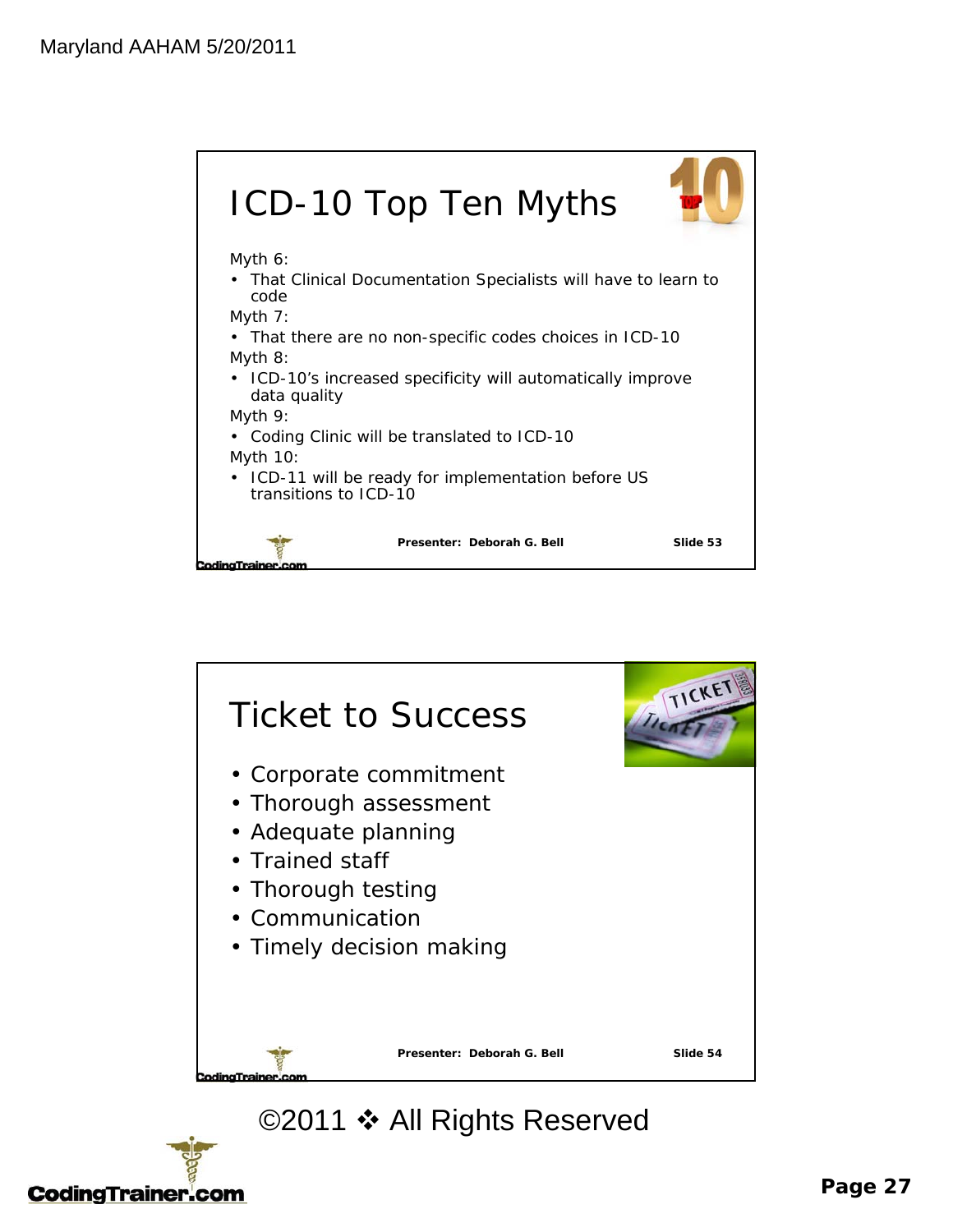## ICD-10 Top Ten Myths

Myth 6:
- That Clinical Documentation Specialists will have to learn to code

Myth 7:
- That there are no non-specific codes choices in ICD-10

Myth 8:
- ICD-10's increased specificity will automatically improve data quality

Myth 9:
- Coding Clinic will be translated to ICD-10

Myth 10:
- ICD-11 will be ready for implementation before US transitions to ICD-10

Presenter: Deborah G. Bell — Slide 53

## Ticket to Success

- Corporate commitment
- Thorough assessment
- Adequate planning
- Trained staff
- Thorough testing
- Communication
- Timely decision making

Presenter: Deborah G. Bell — Slide 54

©2011 ❖ All Rights Reserved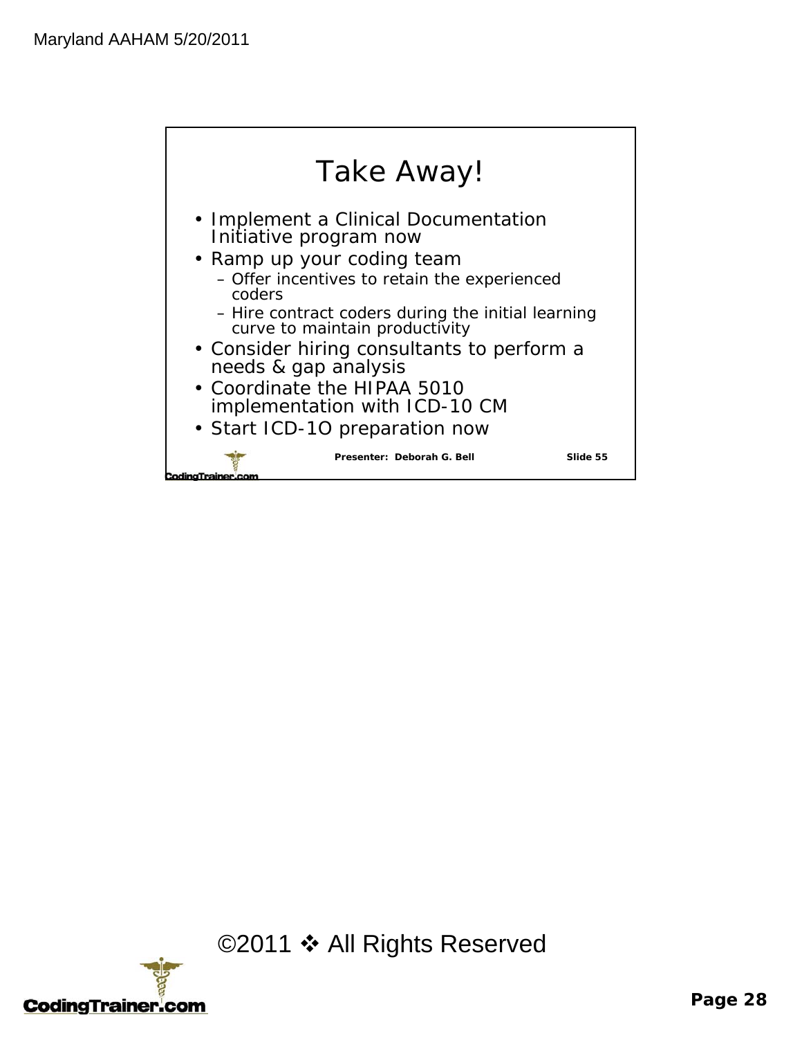# Take Away!

- Implement a Clinical Documentation Initiative program now
- Ramp up your coding team
  - Offer incentives to retain the experienced coders
  - Hire contract coders during the initial learning curve to maintain productivity
- Consider hiring consultants to perform a needs & gap analysis
- Coordinate the HIPAA 5010 implementation with ICD-10 CM
- Start ICD-1O preparation now

Presenter: Deborah G. Bell Slide 55

©2011 ❖ All Rights Reserved